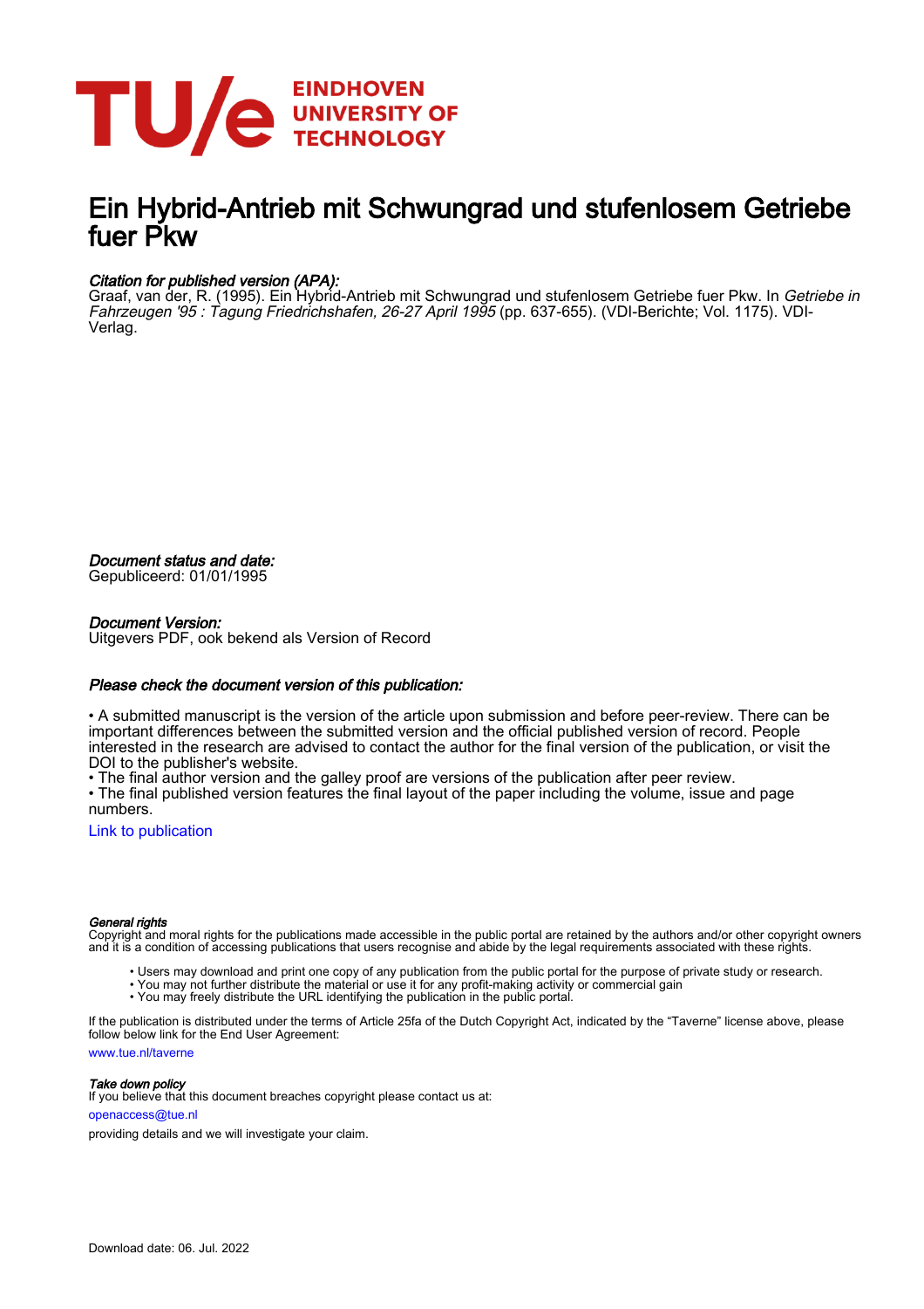# Ein Hybrid-Antrieb mit Schwungrad und stufenlosem Getriebe fuer Pkw

*Citation for published version (APA):*
Graaf, van der, R. (1995). Ein Hybrid-Antrieb mit Schwungrad und stufenlosem Getriebe fuer Pkw. In *Getriebe in Fahrzeugen '95 : Tagung Friedrichshafen, 26-27 April 1995* (pp. 637-655). (VDI-Berichte; Vol. 1175). VDI-Verlag.

*Document status and date:*
Gepubliceerd: 01/01/1995

*Document Version:*
Uitgevers PDF, ook bekend als Version of Record

*Please check the document version of this publication:*

• A submitted manuscript is the version of the article upon submission and before peer-review. There can be important differences between the submitted version and the official published version of record. People interested in the research are advised to contact the author for the final version of the publication, or visit the DOI to the publisher's website.
• The final author version and the galley proof are versions of the publication after peer review.
• The final published version features the final layout of the paper including the volume, issue and page numbers.

Link to publication

*General rights*
Copyright and moral rights for the publications made accessible in the public portal are retained by the authors and/or other copyright owners and it is a condition of accessing publications that users recognise and abide by the legal requirements associated with these rights.

• Users may download and print one copy of any publication from the public portal for the purpose of private study or research.
• You may not further distribute the material or use it for any profit-making activity or commercial gain
• You may freely distribute the URL identifying the publication in the public portal.

If the publication is distributed under the terms of Article 25fa of the Dutch Copyright Act, indicated by the "Taverne" license above, please follow below link for the End User Agreement:
www.tue.nl/taverne

*Take down policy*
If you believe that this document breaches copyright please contact us at:
openaccess@tue.nl
providing details and we will investigate your claim.

Download date: 06. Jul. 2022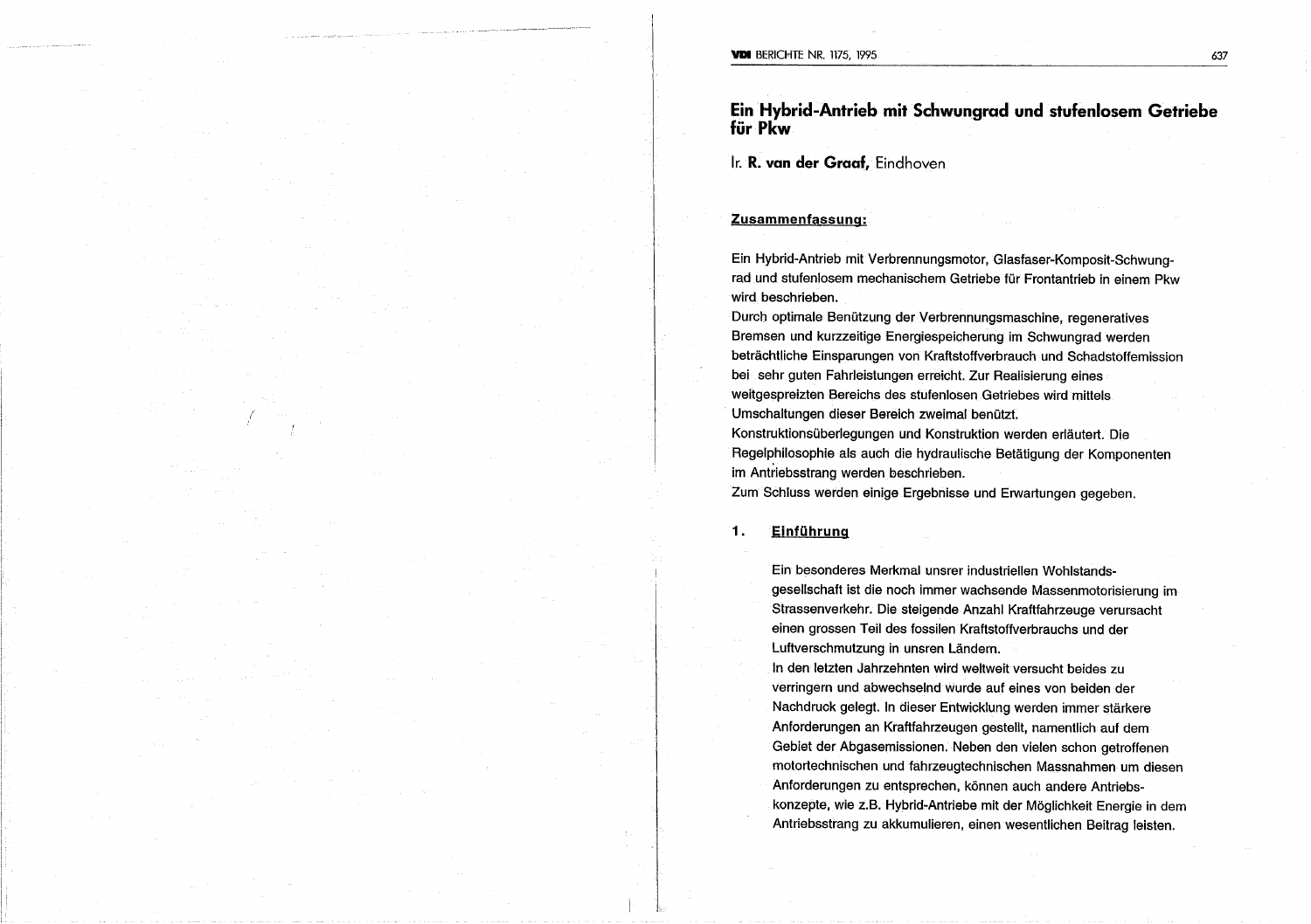# Ein Hybrid-Antrieb mit Schwungrad und stufenlosem Getriebe für Pkw

Ir. **R. van der Graaf,** Eindhoven

## Zusammenfassung:

Ein Hybrid-Antrieb mit Verbrennungsmotor, Glasfaser-Komposit-Schwungrad und stufenlosem mechanischem Getriebe für Frontantrieb in einem Pkw wird beschrieben.
Durch optimale Benützung der Verbrennungsmaschine, regeneratives Bremsen und kurzzeitige Energiespeicherung im Schwungrad werden beträchtliche Einsparungen von Kraftstoffverbrauch und Schadstoffemission bei sehr guten Fahrleistungen erreicht. Zur Realisierung eines weitgespreizten Bereichs des stufenlosen Getriebes wird mittels Umschaltungen dieser Bereich zweimal benützt.
Konstruktionsüberlegungen und Konstruktion werden erläutert. Die Regelphilosophie als auch die hydraulische Betätigung der Komponenten im Antriebsstrang werden beschrieben.
Zum Schluss werden einige Ergebnisse und Erwartungen gegeben.

## 1. Einführung

Ein besonderes Merkmal unsrer industriellen Wohlstandsgesellschaft ist die noch immer wachsende Massenmotorisierung im Strassenverkehr. Die steigende Anzahl Kraftfahrzeuge verursacht einen grossen Teil des fossilen Kraftstoffverbrauchs und der Luftverschmutzung in unsren Ländern.
In den letzten Jahrzehnten wird weltweit versucht beides zu verringern und abwechselnd wurde auf eines von beiden der Nachdruck gelegt. In dieser Entwicklung werden immer stärkere Anforderungen an Kraftfahrzeugen gestellt, namentlich auf dem Gebiet der Abgasemissionen. Neben den vielen schon getroffenen motortechnischen und fahrzeugtechnischen Massnahmen um diesen Anforderungen zu entsprechen, können auch andere Antriebskonzepte, wie z.B. Hybrid-Antriebe mit der Möglichkeit Energie in dem Antriebsstrang zu akkumulieren, einen wesentlichen Beitrag leisten.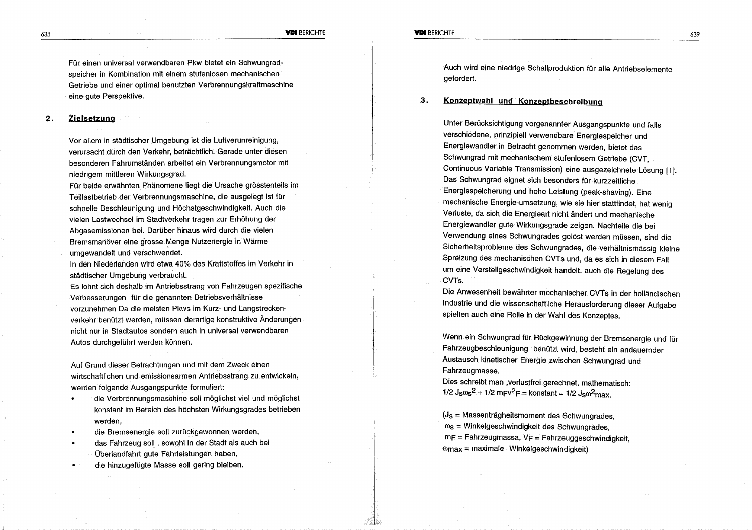Für einen universal verwendbaren Pkw bietet ein Schwungrad-speicher in Kombination mit einem stufenlosen mechanischen Getriebe und einer optimal benutzten Verbrennungskraftmaschine eine gute Perspektive.

## 2. Zielsetzung

Vor allem in städtischer Umgebung ist die Luftverunreinigung, verursacht durch den Verkehr, beträchtlich. Gerade unter diesen besonderen Fahrumständen arbeitet ein Verbrennungsmotor mit niedrigem mittleren Wirkungsgrad.
Für beide erwähnten Phänomene liegt die Ursache grösstenteils im Teillastbetrieb der Verbrennungsmaschine, die ausgelegt ist für schnelle Beschleunigung und Höchstgeschwindigkeit. Auch die vielen Lastwechsel im Stadtverkehr tragen zur Erhöhung der Abgasemissionen bei. Darüber hinaus wird durch die vielen Bremsmanöver eine grosse Menge Nutzenergie in Wärme umgewandelt und verschwendet.
In den Niederlanden wird etwa 40% des Kraftstoffes im Verkehr in städtischer Umgebung verbraucht.
Es lohnt sich deshalb im Antriebsstrang von Fahrzeugen spezifische Verbesserungen für die genannten Betriebsverhältnisse vorzunehmen Da die meisten Pkws im Kurz- und Langstrecken-verkehr benützt werden, müssen derartige konstruktive Änderungen nicht nur in Stadtautos sondern auch in universal verwendbaren Autos durchgeführt werden können.

Auf Grund dieser Betrachtungen und mit dem Zweck einen wirtschaftlichen und emissionsarmen Antriebsstrang zu entwickeln, werden folgende Ausgangspunkte formuliert:

- die Verbrennungsmaschine soll möglichst viel und möglichst konstant im Bereich des höchsten Wirkungsgrades betrieben werden,
- die Bremsenergie soll zurückgewonnen werden,
- das Fahrzeug soll , sowohl in der Stadt als auch bei Überlandfahrt gute Fahrleistungen haben,
- die hinzugefügte Masse soll gering bleiben.

Auch wird eine niedrige Schallproduktion für alle Antriebselemente gefordert.

## 3. Konzeptwahl und Konzeptbeschreibung

Unter Berücksichtigung vorgenannter Ausgangspunkte und falls verschiedene, prinzipiell verwendbare Energiespeicher und Energiewandler in Betracht genommen werden, bietet das Schwungrad mit mechanischem stufenlosem Getriebe (CVT, Continuous Variable Transmission) eine ausgezeichnete Lösung [1]. Das Schwungrad eignet sich besonders für kurzzeitliche Energiespeicherung und hohe Leistung (peak-shaving). Eine mechanische Energie-umsetzung, wie sie hier stattfindet, hat wenig Verluste, da sich die Energieart nicht ändert und mechanische Energiewandler gute Wirkungsgrade zeigen. Nachteile die bei Verwendung eines Schwungrades gelöst werden müssen, sind die Sicherheitsprobleme des Schwungrades, die verhältnismässig kleine Spreizung des mechanischen CVTs und, da es sich in diesem Fall um eine Verstellgeschwindigkeit handelt, auch die Regelung des CVTs.
Die Anwesenheit bewährter mechanischer CVTs in der holländischen Industrie und die wissenschaftliche Herausforderung dieser Aufgabe spielten auch eine Rolle in der Wahl des Konzeptes.

Wenn ein Schwungrad für Rückgewinnung der Bremsenergie und für Fahrzeugbeschleunigung benützt wird, besteht ein andauernder Austausch kinetischer Energie zwischen Schwungrad und Fahrzeugmasse.
Dies schreibt man ,verlustfrei gerechnet, mathematisch:

$$1/2\ J_S\omega_S^2 + 1/2\ m_F v_F^2 = \text{konstant} = 1/2\ J_S\omega_{max}^2.$$

($J_S$ = Massenträgheitsmoment des Schwungrades,
$\omega_S$ = Winkelgeschwindigkeit des Schwungrades,
$m_F$ = Fahrzeugmassa, $V_F$ = Fahrzeuggeschwindigkeit,
$\omega_{max}$ = maximale Winkelgeschwindigkeit)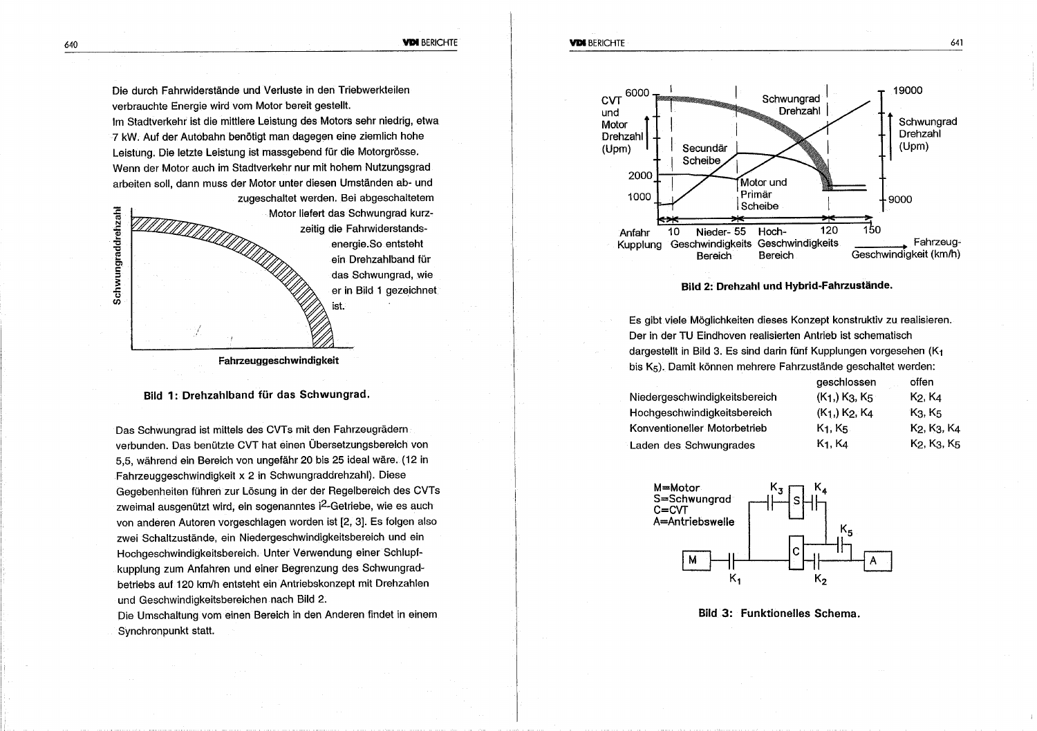Die durch Fahrwiderstände und Verluste in den Triebwerkteilen verbrauchte Energie wird vom Motor bereit gestellt.
Im Stadtverkehr ist die mittlere Leistung des Motors sehr niedrig, etwa 7 kW. Auf der Autobahn benötigt man dagegen eine ziemlich hohe Leistung. Die letzte Leistung ist massgebend für die Motorgrösse. Wenn der Motor auch im Stadtverkehr nur mit hohem Nutzungsgrad arbeiten soll, dann muss der Motor unter diesen Umständen ab- und zugeschaltet werden. Bei abgeschaltetem Motor liefert das Schwungrad kurzzeitig die Fahrwiderstandsenergie. So entsteht ein Drehzahlband für das Schwungrad, wie er in Bild 1 gezeichnet ist.

Schwungraddrehzahl

Fahrzeuggeschwindigkeit

**Bild 1: Drehzahlband für das Schwungrad.**

Das Schwungrad ist mittels des CVTs mit den Fahrzeugrädern verbunden. Das benützte CVT hat einen Übersetzungsbereich von 5,5, während ein Bereich von ungefähr 20 bis 25 ideal wäre. (12 in Fahrzeuggeschwindigkeit x 2 in Schwungraddrehzahl). Diese Gegebenheiten führen zur Lösung in der der Regelbereich des CVTs zweimal ausgenützt wird, ein sogenanntes $i^2$-Getriebe, wie es auch von anderen Autoren vorgeschlagen worden ist [2, 3]. Es folgen also zwei Schaltzustände, ein Niedergeschwindigkeitsbereich und ein Hochgeschwindigkeitsbereich. Unter Verwendung einer Schlupfkupplung zum Anfahren und einer Begrenzung des Schwungradbetriebs auf 120 km/h entsteht ein Antriebskonzept mit Drehzahlen und Geschwindigkeitsbereichen nach Bild 2.
Die Umschaltung vom einen Bereich in den Anderen findet in einem Synchronpunkt statt.

CVT und Motor Drehzahl (Upm): 6000, 2000, 1000

Schwungrad Drehzahl (Upm): 19000, 9000

Schwungrad Drehzahl — Secundär Scheibe — Motor und Primär Scheibe

Anfahr Kupplung — 10 — Nieder-Geschwindigkeits Bereich — 55 — Hoch-Geschwindigkeits Bereich — 120 — 150 — Fahrzeug-Geschwindigkeit (km/h)

**Bild 2: Drehzahl und Hybrid-Fahrzustände.**

Es gibt viele Möglichkeiten dieses Konzept konstruktiv zu realisieren. Der in der TU Eindhoven realisierten Antrieb ist schematisch dargestellt in Bild 3. Es sind darin fünf Kupplungen vorgesehen ($K_1$ bis $K_5$). Damit können mehrere Fahrzustände geschaltet werden:

| | geschlossen | offen |
|---|---|---|
| Niedergeschwindigkeitsbereich | ($K_1$,) $K_3$, $K_5$ | $K_2$, $K_4$ |
| Hochgeschwindigkeitsbereich | ($K_1$,) $K_2$, $K_4$ | $K_3$, $K_5$ |
| Konventioneller Motorbetrieb | $K_1$, $K_5$ | $K_2$, $K_3$, $K_4$ |
| Laden des Schwungrades | $K_1$, $K_4$ | $K_2$, $K_3$, $K_5$ |

M=Motor
S=Schwungrad
C=CVT
A=Antriebswelle

**Bild 3: Funktionelles Schema.**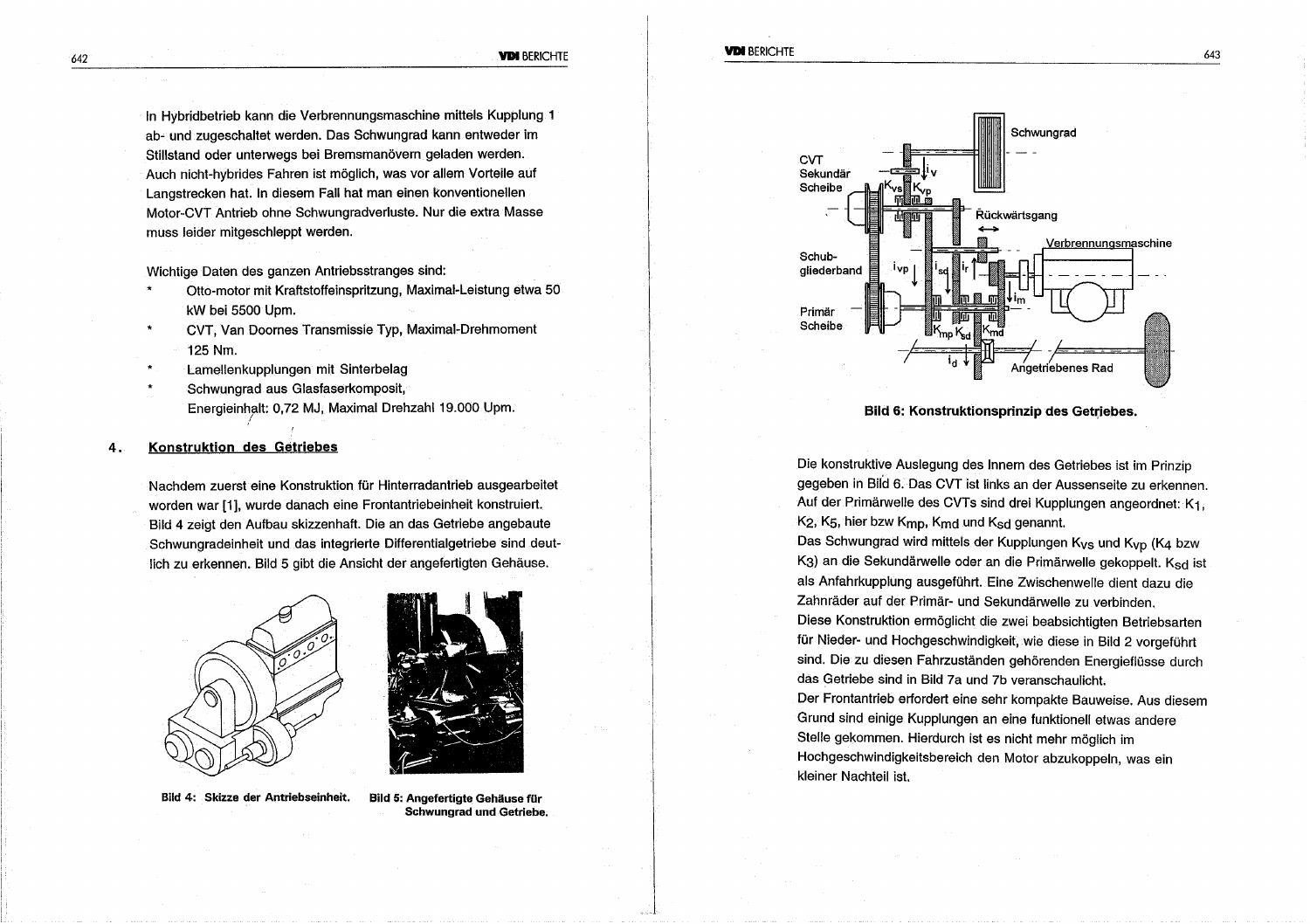In Hybridbetrieb kann die Verbrennungsmaschine mittels Kupplung 1 ab- und zugeschaltet werden. Das Schwungrad kann entweder im Stillstand oder unterwegs bei Bremsmanövern geladen werden. Auch nicht-hybrides Fahren ist möglich, was vor allem Vorteile auf Langstrecken hat. In diesem Fall hat man einen konventionellen Motor-CVT Antrieb ohne Schwungradverluste. Nur die extra Masse muss leider mitgeschleppt werden.

Wichtige Daten des ganzen Antriebsstranges sind:

* Otto-motor mit Kraftstoffeinspritzung, Maximal-Leistung etwa 50 kW bei 5500 Upm.
* CVT, Van Doornes Transmissie Typ, Maximal-Drehmoment 125 Nm.
* Lamellenkupplungen mit Sinterbelag
* Schwungrad aus Glasfaserkomposit, Energieinhalt: 0,72 MJ, Maximal Drehzahl 19.000 Upm.

## 4. Konstruktion des Getriebes

Nachdem zuerst eine Konstruktion für Hinterradantrieb ausgearbeitet worden war [1], wurde danach eine Frontantriebeinheit konstruiert. Bild 4 zeigt den Aufbau skizzenhaft. Die an das Getriebe angebaute Schwungradeinheit und das integrierte Differentialgetriebe sind deutlich zu erkennen. Bild 5 gibt die Ansicht der angefertigten Gehäuse.

**Bild 4: Skizze der Antriebseinheit.**

**Bild 5: Angefertigte Gehäuse für Schwungrad und Getriebe.**

**Bild 6: Konstruktionsprinzip des Getriebes.**

Die konstruktive Auslegung des Innern des Getriebes ist im Prinzip gegeben in Bild 6. Das CVT ist links an der Aussenseite zu erkennen. Auf der Primärwelle des CVTs sind drei Kupplungen angeordnet: $K_1$, $K_2$, $K_5$, hier bzw $K_{mp}$, $K_{md}$ und $K_{sd}$ genannt.

Das Schwungrad wird mittels der Kupplungen $K_{vs}$ und $K_{vp}$ ($K_4$ bzw $K_3$) an die Sekundärwelle oder an die Primärwelle gekoppelt. $K_{sd}$ ist als Anfahrkupplung ausgeführt. Eine Zwischenwelle dient dazu die Zahnräder auf der Primär- und Sekundärwelle zu verbinden.

Diese Konstruktion ermöglicht die zwei beabsichtigten Betriebsarten für Nieder- und Hochgeschwindigkeit, wie diese in Bild 2 vorgeführt sind. Die zu diesen Fahrzuständen gehörenden Energieflüsse durch das Getriebe sind in Bild 7a und 7b veranschaulicht.

Der Frontantrieb erfordert eine sehr kompakte Bauweise. Aus diesem Grund sind einige Kupplungen an eine funktionell etwas andere Stelle gekommen. Hierdurch ist es nicht mehr möglich im Hochgeschwindigkeitsbereich den Motor abzukoppeln, was ein kleiner Nachteil ist.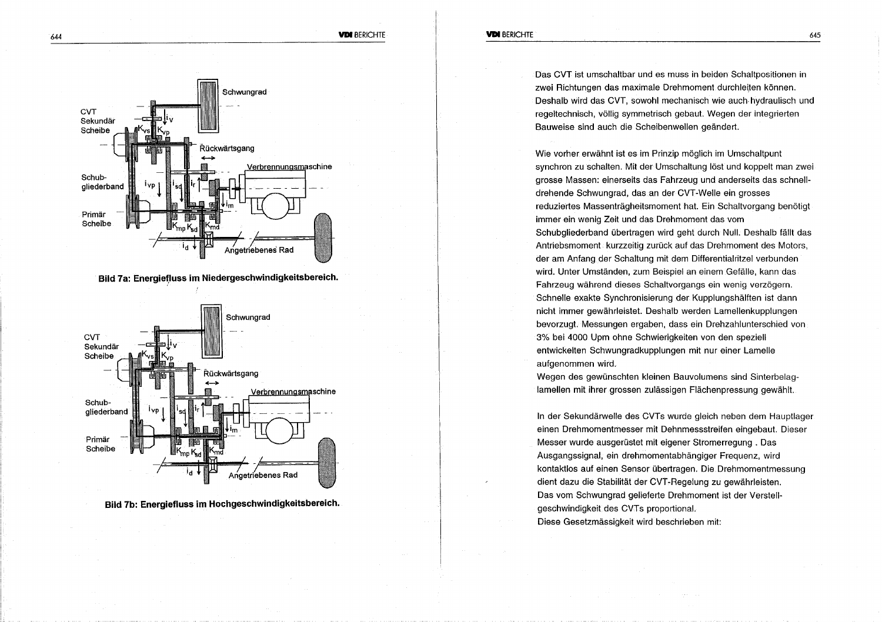**Bild 7a: Energiefluss im Niedergeschwindigkeitsbereich.**

**Bild 7b: Energiefluss im Hochgeschwindigkeitsbereich.**

Das CVT ist umschaltbar und es muss in beiden Schaltpositionen in zwei Richtungen das maximale Drehmoment durchleiten können. Deshalb wird das CVT, sowohl mechanisch wie auch hydraulisch und regeltechnisch, völlig symmetrisch gebaut. Wegen der integrierten Bauweise sind auch die Scheibenwellen geändert.

Wie vorher erwähnt ist es im Prinzip möglich im Umschaltpunt synchron zu schalten. Mit der Umschaltung löst und koppelt man zwei grosse Massen: einerseits das Fahrzeug und anderseits das schnell-drehende Schwungrad, das an der CVT-Welle ein grosses reduziertes Massenträgheitsmoment hat. Ein Schaltvorgang benötigt immer ein wenig Zeit und das Drehmoment das vom Schubgliederband übertragen wird geht durch Null. Deshalb fällt das Antriebsmoment kurzzeitig zurück auf das Drehmoment des Motors, der am Anfang der Schaltung mit dem Differentialritzel verbunden wird. Unter Umständen, zum Beispiel an einem Gefälle, kann das Fahrzeug während dieses Schaltvorgangs ein wenig verzögern. Schnelle exakte Synchronisierung der Kupplungshälften ist dann nicht immer gewährleistet. Deshalb werden Lamellenkupplungen bevorzugt. Messungen ergaben, dass ein Drehzahlunterschied von 3% bei 4000 Upm ohne Schwierigkeiten von den speziell entwickelten Schwungradkupplungen mit nur einer Lamelle aufgenommen wird.
Wegen des gewünschten kleinen Bauvolumens sind Sinterbelag-lamellen mit ihrer grossen zulässigen Flächenpressung gewählt.

In der Sekundärwelle des CVTs wurde gleich neben dem Hauptlager einen Drehmomentmesser mit Dehnmessstreifen eingebaut. Dieser Messer wurde ausgerüstet mit eigener Stromerregung . Das Ausgangssignal, ein drehmomentabhängiger Frequenz, wird kontaktlos auf einen Sensor übertragen. Die Drehmomentmessung dient dazu die Stabilität der CVT-Regelung zu gewährleisten.
Das vom Schwungrad gelieferte Drehmoment ist der Verstell-geschwindigkeit des CVTs proportional.
Diese Gesetzmässigkeit wird beschrieben mit: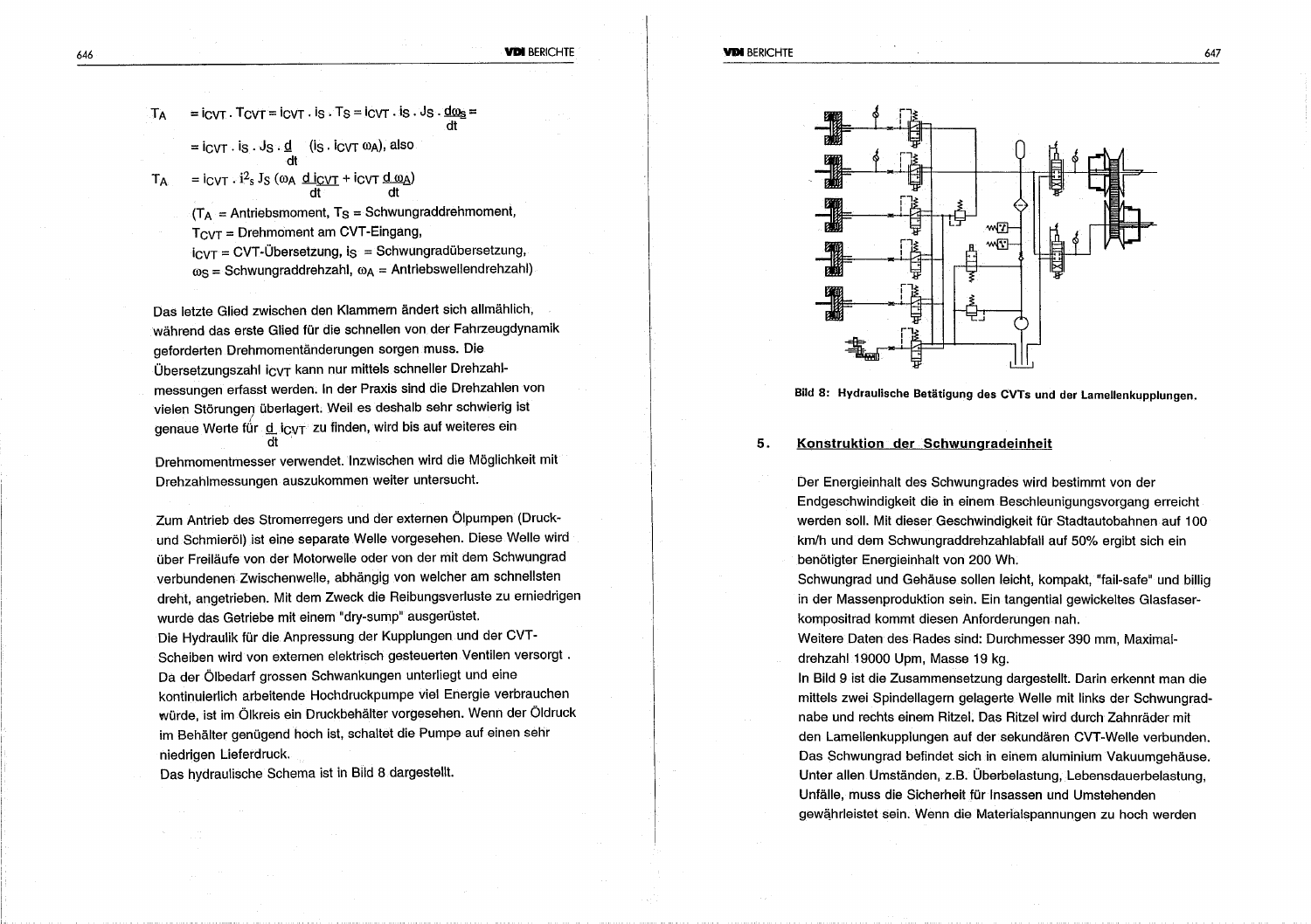$$T_A = i_{CVT} \cdot T_{CVT} = i_{CVT} \cdot i_S \cdot T_S = i_{CVT} \cdot i_S \cdot J_S \cdot \frac{d\omega_S}{dt} =$$

$$= i_{CVT} \cdot i_S \cdot J_S \cdot \frac{d}{dt} \quad (i_S \cdot i_{CVT}\ \omega_A), \text{ also}$$

$$T_A = i_{CVT} \cdot i^2_S\ J_S\ (\omega_A\ \frac{d\ i_{CVT}}{dt} + i_{CVT}\ \frac{d\ \omega_A}{dt})$$

($T_A$ = Antriebsmoment, $T_S$ = Schwungraddrehmoment,
$T_{CVT}$ = Drehmoment am CVT-Eingang,
$i_{CVT}$ = CVT-Übersetzung, $i_S$ = Schwungradübersetzung,
$\omega_S$ = Schwungraddrehzahl, $\omega_A$ = Antriebswellendrehzahl)

Das letzte Glied zwischen den Klammern ändert sich allmählich, während das erste Glied für die schnellen von der Fahrzeugdynamik geforderten Drehmomentänderungen sorgen muss. Die Übersetzungszahl $i_{CVT}$ kann nur mittels schneller Drehzahlmessungen erfasst werden. In der Praxis sind die Drehzahlen von vielen Störungen überlagert. Weil es deshalb sehr schwierig ist genaue Werte für $\frac{d}{dt} i_{CVT}$ zu finden, wird bis auf weiteres ein Drehmomentmesser verwendet. Inzwischen wird die Möglichkeit mit Drehzahlmessungen auszukommen weiter untersucht.

Zum Antrieb des Stromerregers der externen Ölpumpen (Druck- und Schmieröl) ist eine separate Welle vorgesehen. Diese Welle wird über Freiläufe von der Motorwelle oder von der mit dem Schwungrad verbundenen Zwischenwelle, abhängig von welcher am schnellsten dreht, angetrieben. Mit dem Zweck die Reibungsverluste zu erniedrigen wurde das Getriebe mit einem "dry-sump" ausgerüstet.
Die Hydraulik für die Anpressung der Kupplungen und der CVT-Scheiben wird von externen elektrisch gesteuerten Ventilen versorgt. Da der Ölbedarf grossen Schwankungen unterliegt und eine kontinuierlich arbeitende Hochdruckpumpe viel Energie verbrauchen würde, ist im Ölkreis ein Druckbehälter vorgesehen. Wenn der Öldruck im Behälter genügend hoch ist, schaltet die Pumpe auf einen sehr niedrigen Lieferdruck.
Das hydraulische Schema ist in Bild 8 dargestellt.

**Bild 8: Hydraulische Betätigung des CVTs und der Lamellenkupplungen.**

## 5. Konstruktion der Schwungradeinheit

Der Energieinhalt des Schwungrades wird bestimmt von der Endgeschwindigkeit die in einem Beschleunigungsvorgang erreicht werden soll. Mit dieser Geschwindigkeit für Stadtautobahnen auf 100 km/h und dem Schwungraddrehzahlabfall auf 50% ergibt sich ein benötigter Energieinhalt von 200 Wh.
Schwungrad und Gehäuse sollen leicht, kompakt, "fail-safe" und billig in der Massenproduktion sein. Ein tangential gewickeltes Glasfaserkompositrad kommt diesen Anforderungen nah.
Weitere Daten des Rades sind: Durchmesser 390 mm, Maximaldrehzahl 19000 Upm, Masse 19 kg.
In Bild 9 ist die Zusammensetzung dargestellt. Darin erkennt man die mittels zwei Spindellagern gelagerte Welle mit links der Schwungradnabe und rechts einem Ritzel. Das Ritzel wird durch Zahnräder mit den Lamellenkupplungen auf der sekundären CVT-Welle verbunden. Das Schwungrad befindet sich in einem aluminium Vakuumgehäuse. Unter allen Umständen, z.B. Überbelastung, Lebensdauerbelastung, Unfälle, muss die Sicherheit für Insassen und Umstehenden gewährleistet sein. Wenn die Materialspannungen zu hoch werden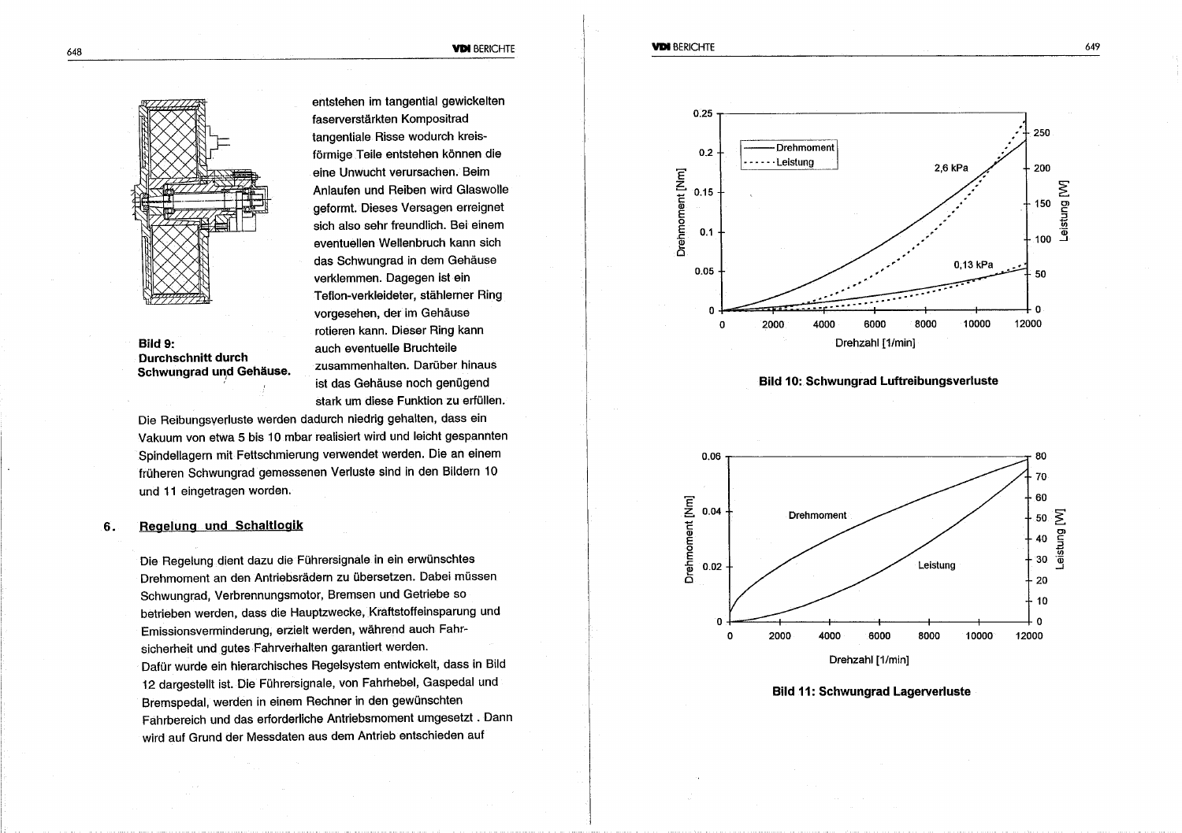entstehen im tangential gewickelten faserverstärkten Kompositrad tangentiale Risse wodurch kreisförmige Teile entstehen können die eine Unwucht verursachen. Beim Anlaufen und Reiben wird Glaswolle geformt. Dieses Versagen erreignet sich also sehr freundlich. Bei einem eventuellen Wellenbruch kann sich das Schwungrad in dem Gehäuse verklemmen. Dagegen ist ein Teflon-verkleideter, stählerner Ring vorgesehen, der im Gehäuse rotieren kann. Dieser Ring kann auch eventuelle Bruchteile zusammenhalten. Darüber hinaus ist das Gehäuse noch genügend stark um diese Funktion zu erfüllen.

**Bild 9: Durchschnitt durch Schwungrad und Gehäuse.**

Die Reibungsverluste werden dadurch niedrig gehalten, dass ein Vakuum von etwa 5 bis 10 mbar realisiert wird und leicht gespannten Spindellagern mit Fettschmierung verwendet werden. Die an einem früheren Schwungrad gemessenen Verluste sind in den Bildern 10 und 11 eingetragen worden.

## 6. Regelung und Schaltlogik

Die Regelung dient dazu die Führersignale in ein erwünschtes Drehmoment an den Antriebsrädern zu übersetzen. Dabei müssen Schwungrad, Verbrennungsmotor, Bremsen und Getriebe so betrieben werden, dass die Hauptzwecke, Kraftstoffeinsparung und Emissionsverminderung, erzielt werden, während auch Fahrsicherheit und gutes Fahrverhalten garantiert werden.
Dafür wurde ein hierarchisches Regelsystem entwickelt, dass in Bild 12 dargestellt ist. Die Führersignale, von Fahrhebel, Gaspedal und Bremspedal, werden in einem Rechner in den gewünschten Fahrbereich und das erforderliche Antriebsmoment umgesetzt . Dann wird auf Grund der Messdaten aus dem Antrieb entschieden auf

**Bild 10: Schwungrad Luftreibungsverluste**

**Bild 11: Schwungrad Lagerverluste**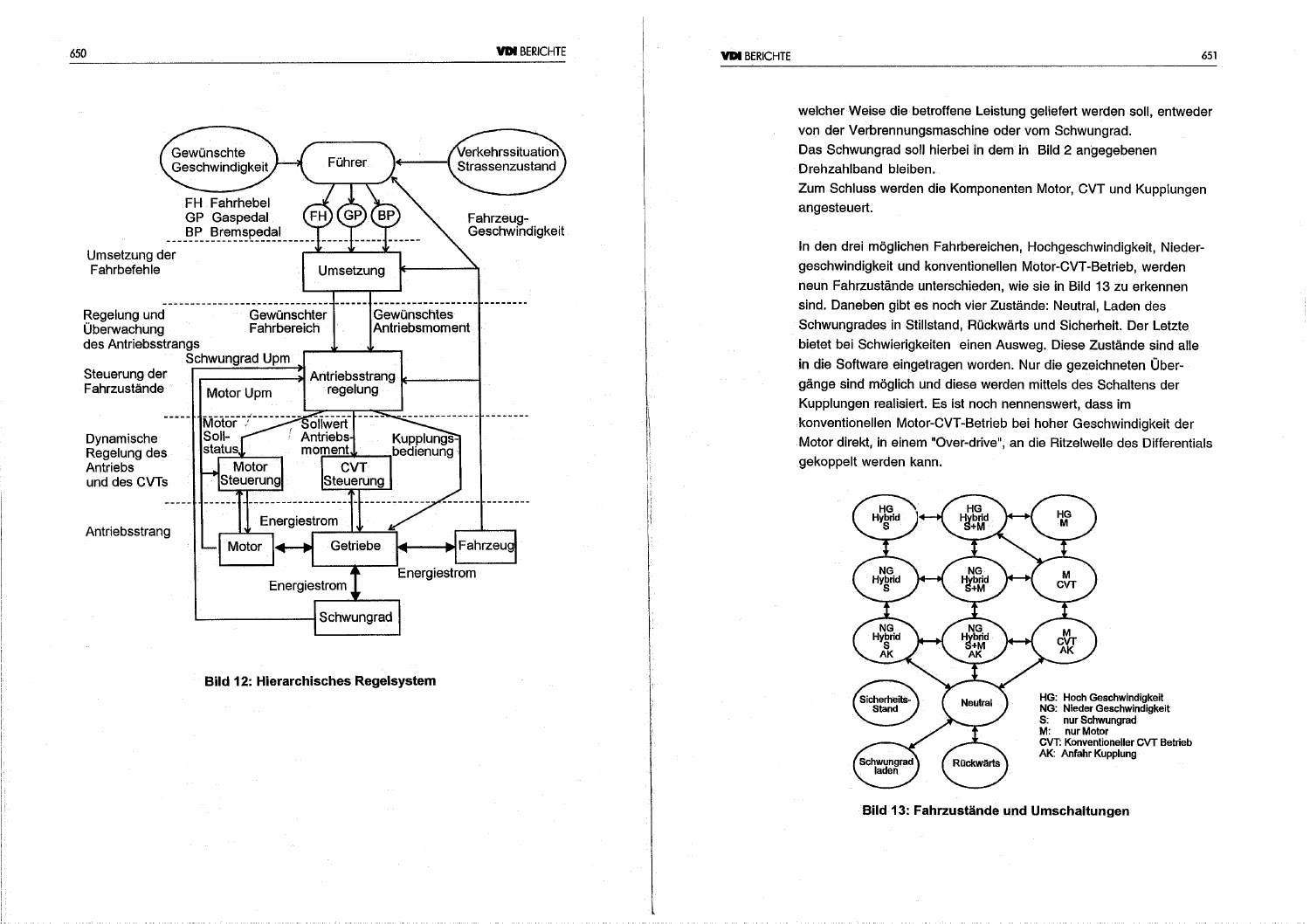Bild 12: Hierarchisches Regelsystem

welcher Weise die betroffene Leistung geliefert werden soll, entweder von der Verbrennungsmaschine oder vom Schwungrad.
Das Schwungrad soll hierbei in dem in Bild 2 angegebenen Drehzahlband bleiben.
Zum Schluss werden die Komponenten Motor, CVT und Kupplungen angesteuert.

In den drei möglichen Fahrbereichen, Hochgeschwindigkeit, Niedergeschwindigkeit und konventionellen Motor-CVT-Betrieb, werden neun Fahrzustände unterschieden, wie sie in Bild 13 zu erkennen sind. Daneben gibt es noch vier Zustände: Neutral, Laden des Schwungrades in Stillstand, Rückwärts und Sicherheit. Der Letzte bietet bei Schwierigkeiten einen Ausweg. Diese Zustände sind alle in die Software eingetragen worden. Nur die gezeichneten Übergänge sind möglich und diese werden mittels des Schaltens der Kupplungen realisiert. Es ist noch nennenswert, dass im konventionellen Motor-CVT-Betrieb bei hoher Geschwindigkeit der Motor direkt, in einem "Over-drive", an die Ritzelwelle des Differentials gekoppelt werden kann.

Bild 13: Fahrzustände und Umschaltungen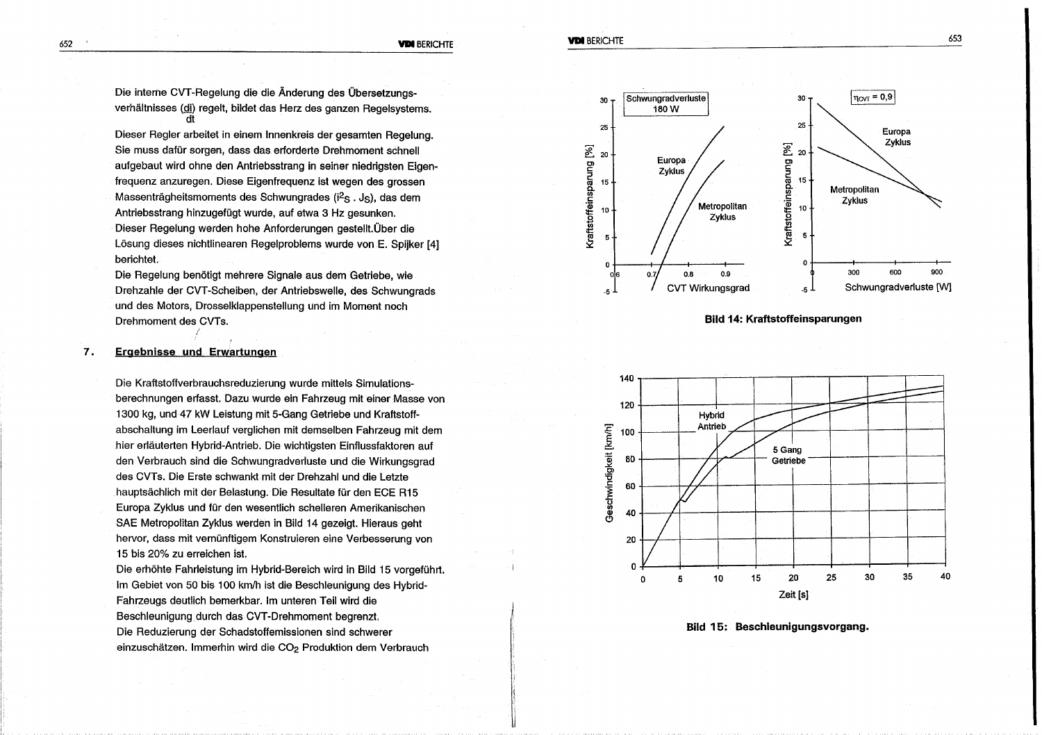Die interne CVT-Regelung die die Änderung des Übersetzungsverhältnisses ($\frac{di}{dt}$) regelt, bildet das Herz des ganzen Regelsystems.

Dieser Regler arbeitet in einem Innenkreis der gesamten Regelung. Sie muss dafür sorgen, dass das erforderte Drehmoment schnell aufgebaut wird ohne den Antriebsstrang in seiner niedrigsten Eigenfrequenz anzuregen. Diese Eigenfrequenz ist wegen des grossen Massenträgheitsmoments des Schwungrades ($i^2_S \cdot J_S$), das dem Antriebsstrang hinzugefügt wurde, auf etwa 3 Hz gesunken.

Dieser Regelung werden hohe Anforderungen gestellt.Über die Lösung dieses nichtlinearen Regelproblems wurde von E. Spijker [4] berichtet.

Die Regelung benötigt mehrere Signale aus dem Getriebe, wie Drehzahle der CVT-Scheiben, der Antriebswelle, des Schwungrads und des Motors, Drosselklappenstellung und im Moment noch Drehmoment des CVTs.

## 7. Ergebnisse und Erwartungen

Die Kraftstoffverbrauchsreduzierung wurde mittels Simulationsberechnungen erfasst. Dazu wurde ein Fahrzeug mit einer Masse von 1300 kg, und 47 kW Leistung mit 5-Gang Getriebe und Kraftstoffabschaltung im Leerlauf verglichen mit demselben Fahrzeug mit dem hier erläuterten Hybrid-Antrieb. Die wichtigsten Einflussfaktoren auf den Verbrauch sind die Schwungradverluste und die Wirkungsgrad des CVTs. Die Erste schwankt mit der Drehzahl und die Letzte hauptsächlich mit der Belastung. Die Resultate für den ECE R15 Europa Zyklus und für den wesentlich schelleren Amerikanischen SAE Metropolitan Zyklus werden in Bild 14 gezeigt. Hieraus geht hervor, dass mit vernünftigem Konstruieren eine Verbesserung von 15 bis 20% zu erreichen ist.

Die erhöhte Fahrleistung im Hybrid-Bereich wird in Bild 15 vorgeführt. Im Gebiet von 50 bis 100 km/h ist die Beschleunigung des Hybrid-Fahrzeugs deutlich bemerkbar. Im unteren Teil wird die Beschleunigung durch das CVT-Drehmoment begrenzt.

Die Reduzierung der Schadstoffemissionen sind schwerer einzuschätzen. Immerhin wird die $CO_2$ Produktion dem Verbrauch

**Bild 14: Kraftstoffeinsparungen**

**Bild 15: Beschleunigungsvorgang.**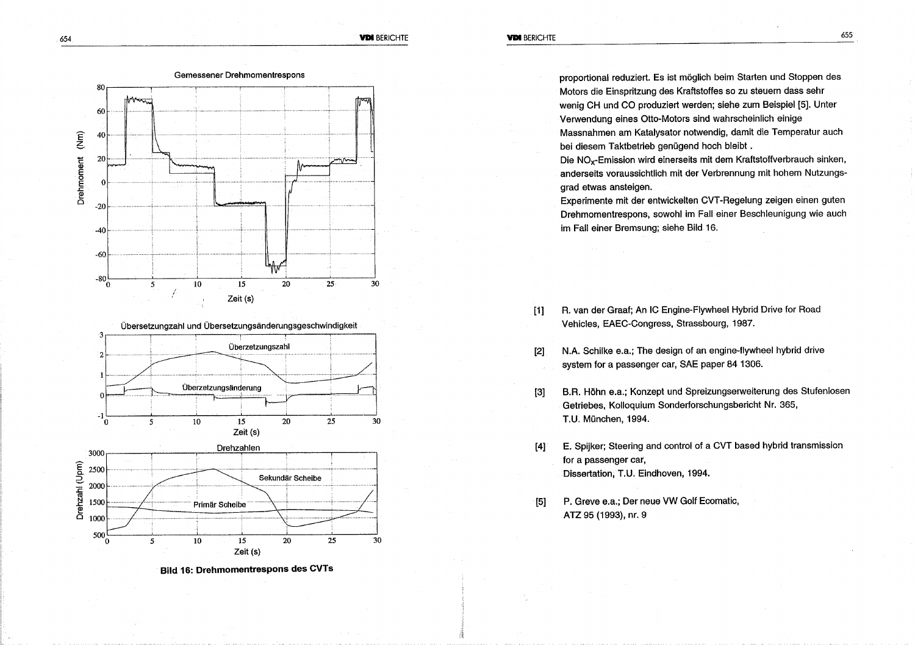Gemessener Drehmomentrespons

Drehmoment (Nm)

80
60
40
20
0
-20
-40
-60
-80

0 5 10 15 20 25 30

Zeit (s)

Übersetzungzahl und Übersetzungsänderungsgeschwindigkeit

3
2
1
0
-1

Überzetzungszahl

Überzetzungsänderung

0 5 10 15 20 25 30

Zeit (s)

Drehzahlen

Drehzahl (Upm)

3000
2500
2000
1500
1000
500

Sekundär Scheibe

Primär Scheibe

0 5 10 15 20 25 30

Zeit (s)

**Bild 16: Drehmomentrespons des CVTs**

proportional reduziert. Es ist möglich beim Starten und Stoppen des Motors die Einspritzung des Kraftstoffes so zu steuern dass sehr wenig CH und CO produziert werden; siehe zum Beispiel [5]. Unter Verwendung eines Otto-Motors sind wahrscheinlich einige Massnahmen am Katalysator notwendig, damit die Temperatur auch bei diesem Taktbetrieb genügend hoch bleibt .
Die $NO_X$-Emission wird einerseits mit dem Kraftstoffverbrauch sinken, anderseits voraussichtlich mit der Verbrennung mit hohem Nutzungsgrad etwas ansteigen.
Experimente mit der entwickelten CVT-Regelung zeigen einen guten Drehmomentrespons, sowohl im Fall einer Beschleunigung wie auch im Fall einer Bremsung; siehe Bild 16.

[1] R. van der Graaf; An IC Engine-Flywheel Hybrid Drive for Road Vehicles, EAEC-Congress, Strassbourg, 1987.

[2] N.A. Schilke e.a.; The design of an engine-flywheel hybrid drive system for a passenger car, SAE paper 84 1306.

[3] B.R. Höhn e.a.; Konzept und Spreizungserweiterung des Stufenlosen Getriebes, Kolloquium Sonderforschungsbericht Nr. 365, T.U. München, 1994.

[4] E. Spijker; Steering and control of a CVT based hybrid transmission for a passenger car, Dissertation, T.U. Eindhoven, 1994.

[5] P. Greve e.a.; Der neue VW Golf Ecomatic, ATZ 95 (1993), nr. 9